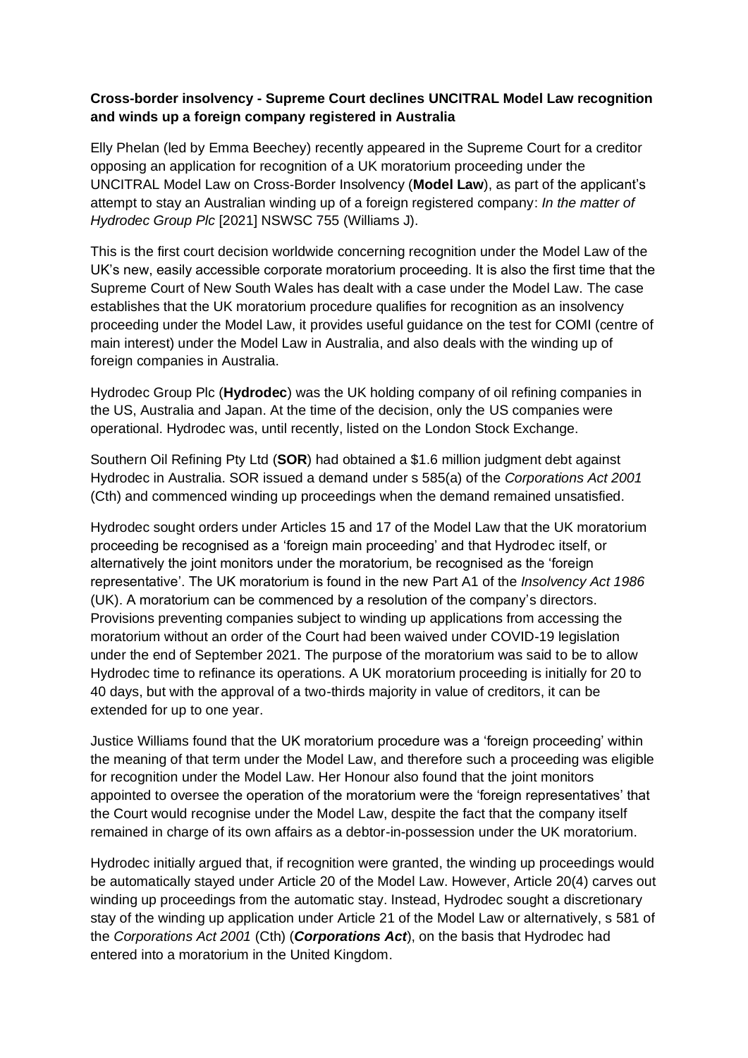**Cross-border insolvency - Supreme Court declines UNCITRAL Model Law recognition and winds up a foreign company registered in Australia**

Elly Phelan (led by Emma Beechey) recently appeared in the Supreme Court for a creditor opposing an application for recognition of a UK moratorium proceeding under the UNCITRAL Model Law on Cross-Border Insolvency (**Model Law**), as part of the applicant's attempt to stay an Australian winding up of a foreign registered company: *In the matter of Hydrodec Group Plc* [2021] NSWSC 755 (Williams J).

This is the first court decision worldwide concerning recognition under the Model Law of the UK's new, easily accessible corporate moratorium proceeding. It is also the first time that the Supreme Court of New South Wales has dealt with a case under the Model Law. The case establishes that the UK moratorium procedure qualifies for recognition as an insolvency proceeding under the Model Law, it provides useful guidance on the test for COMI (centre of main interest) under the Model Law in Australia, and also deals with the winding up of foreign companies in Australia.

Hydrodec Group Plc (**Hydrodec**) was the UK holding company of oil refining companies in the US, Australia and Japan. At the time of the decision, only the US companies were operational. Hydrodec was, until recently, listed on the London Stock Exchange.

Southern Oil Refining Pty Ltd (**SOR**) had obtained a $1.6 million judgment debt against Hydrodec in Australia. SOR issued a demand under s 585(a) of the *Corporations Act 2001* (Cth) and commenced winding up proceedings when the demand remained unsatisfied.

Hydrodec sought orders under Articles 15 and 17 of the Model Law that the UK moratorium proceeding be recognised as a 'foreign main proceeding' and that Hydrodec itself, or alternatively the joint monitors under the moratorium, be recognised as the 'foreign representative'. The UK moratorium is found in the new Part A1 of the *Insolvency Act 1986* (UK). A moratorium can be commenced by a resolution of the company's directors. Provisions preventing companies subject to winding up applications from accessing the moratorium without an order of the Court had been waived under COVID-19 legislation under the end of September 2021. The purpose of the moratorium was said to be to allow Hydrodec time to refinance its operations. A UK moratorium proceeding is initially for 20 to 40 days, but with the approval of a two-thirds majority in value of creditors, it can be extended for up to one year.

Justice Williams found that the UK moratorium procedure was a 'foreign proceeding' within the meaning of that term under the Model Law, and therefore such a proceeding was eligible for recognition under the Model Law. Her Honour also found that the joint monitors appointed to oversee the operation of the moratorium were the 'foreign representatives' that the Court would recognise under the Model Law, despite the fact that the company itself remained in charge of its own affairs as a debtor-in-possession under the UK moratorium.

Hydrodec initially argued that, if recognition were granted, the winding up proceedings would be automatically stayed under Article 20 of the Model Law. However, Article 20(4) carves out winding up proceedings from the automatic stay. Instead, Hydrodec sought a discretionary stay of the winding up application under Article 21 of the Model Law or alternatively, s 581 of the *Corporations Act 2001* (Cth) (***Corporations Act***), on the basis that Hydrodec had entered into a moratorium in the United Kingdom.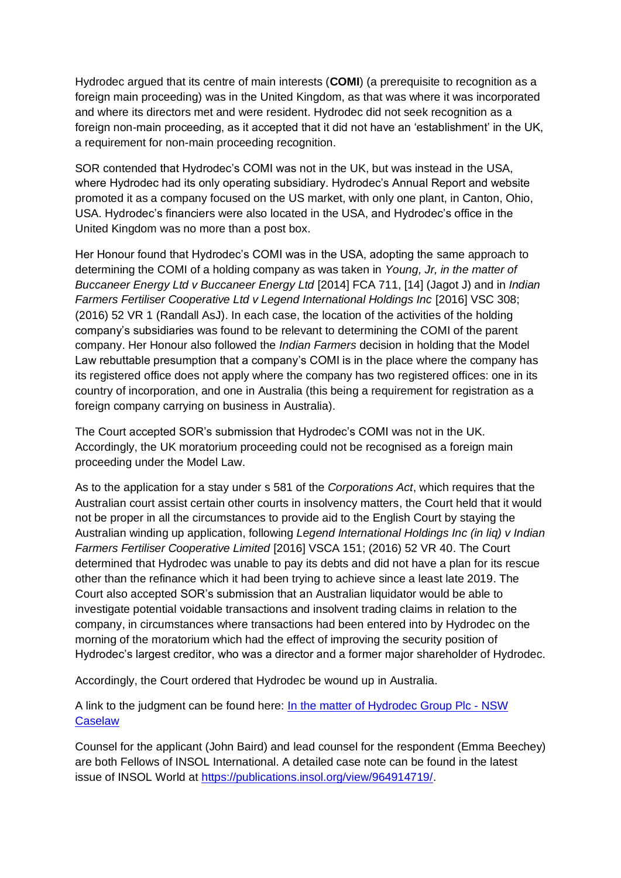Hydrodec argued that its centre of main interests (**COMI**) (a prerequisite to recognition as a foreign main proceeding) was in the United Kingdom, as that was where it was incorporated and where its directors met and were resident. Hydrodec did not seek recognition as a foreign non-main proceeding, as it accepted that it did not have an 'establishment' in the UK, a requirement for non-main proceeding recognition.

SOR contended that Hydrodec's COMI was not in the UK, but was instead in the USA, where Hydrodec had its only operating subsidiary. Hydrodec's Annual Report and website promoted it as a company focused on the US market, with only one plant, in Canton, Ohio, USA. Hydrodec's financiers were also located in the USA, and Hydrodec's office in the United Kingdom was no more than a post box.

Her Honour found that Hydrodec's COMI was in the USA, adopting the same approach to determining the COMI of a holding company as was taken in *Young, Jr, in the matter of Buccaneer Energy Ltd v Buccaneer Energy Ltd* [2014] FCA 711, [14] (Jagot J) and in *Indian Farmers Fertiliser Cooperative Ltd v Legend International Holdings Inc* [2016] VSC 308; (2016) 52 VR 1 (Randall AsJ). In each case, the location of the activities of the holding company's subsidiaries was found to be relevant to determining the COMI of the parent company. Her Honour also followed the *Indian Farmers* decision in holding that the Model Law rebuttable presumption that a company's COMI is in the place where the company has its registered office does not apply where the company has two registered offices: one in its country of incorporation, and one in Australia (this being a requirement for registration as a foreign company carrying on business in Australia).

The Court accepted SOR's submission that Hydrodec's COMI was not in the UK. Accordingly, the UK moratorium proceeding could not be recognised as a foreign main proceeding under the Model Law.

As to the application for a stay under s 581 of the *Corporations Act*, which requires that the Australian court assist certain other courts in insolvency matters, the Court held that it would not be proper in all the circumstances to provide aid to the English Court by staying the Australian winding up application, following *Legend International Holdings Inc (in liq) v Indian Farmers Fertiliser Cooperative Limited* [2016] VSCA 151; (2016) 52 VR 40. The Court determined that Hydrodec was unable to pay its debts and did not have a plan for its rescue other than the refinance which it had been trying to achieve since a least late 2019. The Court also accepted SOR's submission that an Australian liquidator would be able to investigate potential voidable transactions and insolvent trading claims in relation to the company, in circumstances where transactions had been entered into by Hydrodec on the morning of the moratorium which had the effect of improving the security position of Hydrodec's largest creditor, who was a director and a former major shareholder of Hydrodec.

Accordingly, the Court ordered that Hydrodec be wound up in Australia.

A link to the judgment can be found here: [In the matter of Hydrodec Group Plc - NSW Caselaw]()

Counsel for the applicant (John Baird) and lead counsel for the respondent (Emma Beechey) are both Fellows of INSOL International. A detailed case note can be found in the latest issue of INSOL World at https://publications.insol.org/view/964914719/.